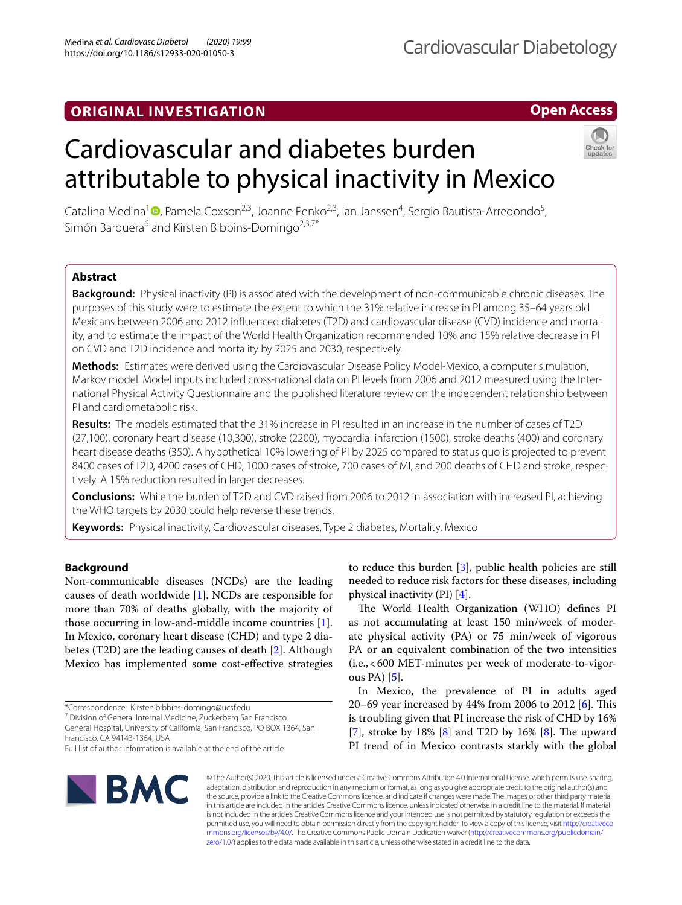ORIGINAL INVESTIGATION

Open Access

# Cardiovascular and diabetes burden attributable to physical inactivity in Mexico

Catalina Medina[1], Pamela Coxson[2,3], Joanne Penko[2,3], Ian Janssen[4], Sergio Bautista-Arredondo[5], Simón Barquera[6] and Kirsten Bibbins-Domingo[2,3,7*]

## Abstract

**Background:** Physical inactivity (PI) is associated with the development of non-communicable chronic diseases. The purposes of this study were to estimate the extent to which the 31% relative increase in PI among 35–64 years old Mexicans between 2006 and 2012 influenced diabetes (T2D) and cardiovascular disease (CVD) incidence and mortality, and to estimate the impact of the World Health Organization recommended 10% and 15% relative decrease in PI on CVD and T2D incidence and mortality by 2025 and 2030, respectively.

**Methods:** Estimates were derived using the Cardiovascular Disease Policy Model-Mexico, a computer simulation, Markov model. Model inputs included cross-national data on PI levels from 2006 and 2012 measured using the International Physical Activity Questionnaire and the published literature review on the independent relationship between PI and cardiometabolic risk.

**Results:** The models estimated that the 31% increase in PI resulted in an increase in the number of cases of T2D (27,100), coronary heart disease (10,300), stroke (2200), myocardial infarction (1500), stroke deaths (400) and coronary heart disease deaths (350). A hypothetical 10% lowering of PI by 2025 compared to status quo is projected to prevent 8400 cases of T2D, 4200 cases of CHD, 1000 cases of stroke, 700 cases of MI, and 200 deaths of CHD and stroke, respectively. A 15% reduction resulted in larger decreases.

**Conclusions:** While the burden of T2D and CVD raised from 2006 to 2012 in association with increased PI, achieving the WHO targets by 2030 could help reverse these trends.

**Keywords:** Physical inactivity, Cardiovascular diseases, Type 2 diabetes, Mortality, Mexico

## Background

Non-communicable diseases (NCDs) are the leading causes of death worldwide [1]. NCDs are responsible for more than 70% of deaths globally, with the majority of those occurring in low-and-middle income countries [1]. In Mexico, coronary heart disease (CHD) and type 2 diabetes (T2D) are the leading causes of death [2]. Although Mexico has implemented some cost-effective strategies to reduce this burden [3], public health policies are still needed to reduce risk factors for these diseases, including physical inactivity (PI) [4].

The World Health Organization (WHO) defines PI as not accumulating at least 150 min/week of moderate physical activity (PA) or 75 min/week of vigorous PA or an equivalent combination of the two intensities (i.e., < 600 MET-minutes per week of moderate-to-vigorous PA) [5].

In Mexico, the prevalence of PI in adults aged 20–69 year increased by 44% from 2006 to 2012 [6]. This is troubling given that PI increase the risk of CHD by 16% [7], stroke by 18% [8] and T2D by 16% [8]. The upward PI trend of in Mexico contrasts starkly with the global

*Correspondence: Kirsten.bibbins-domingo@ucsf.edu
[7] Division of General Internal Medicine, Zuckerberg San Francisco General Hospital, University of California, San Francisco, PO BOX 1364, San Francisco, CA 94143-1364, USA
Full list of author information is available at the end of the article

© The Author(s) 2020. This article is licensed under a Creative Commons Attribution 4.0 International License, which permits use, sharing, adaptation, distribution and reproduction in any medium or format, as long as you give appropriate credit to the original author(s) and the source, provide a link to the Creative Commons licence, and indicate if changes were made. The images or other third party material in this article are included in the article's Creative Commons licence, unless indicated otherwise in a credit line to the material. If material is not included in the article's Creative Commons licence and your intended use is not permitted by statutory regulation or exceeds the permitted use, you will need to obtain permission directly from the copyright holder. To view a copy of this licence, visit http://creativecommons.org/licenses/by/4.0/. The Creative Commons Public Domain Dedication waiver (http://creativecommons.org/publicdomain/zero/1.0/) applies to the data made available in this article, unless otherwise stated in a credit line to the data.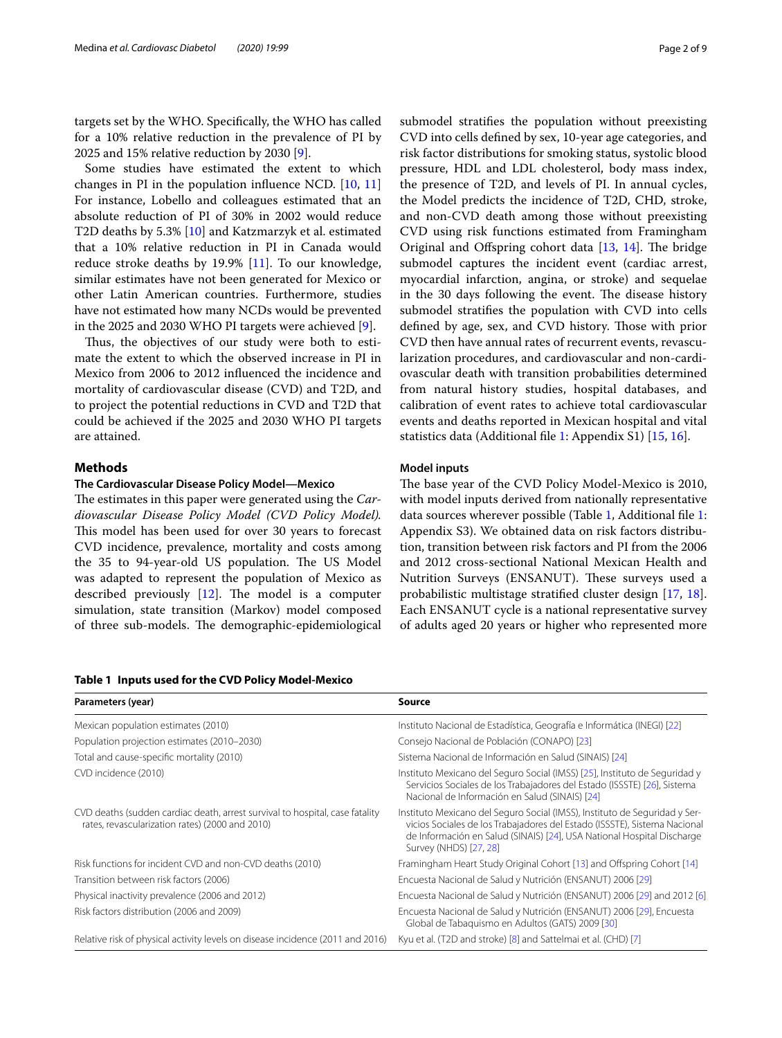targets set by the WHO. Specifically, the WHO has called for a 10% relative reduction in the prevalence of PI by 2025 and 15% relative reduction by 2030 [9].

Some studies have estimated the extent to which changes in PI in the population influence NCD. [10, 11] For instance, Lobello and colleagues estimated that an absolute reduction of PI of 30% in 2002 would reduce T2D deaths by 5.3% [10] and Katzmarzyk et al. estimated that a 10% relative reduction in PI in Canada would reduce stroke deaths by 19.9% [11]. To our knowledge, similar estimates have not been generated for Mexico or other Latin American countries. Furthermore, studies have not estimated how many NCDs would be prevented in the 2025 and 2030 WHO PI targets were achieved [9].

Thus, the objectives of our study were both to estimate the extent to which the observed increase in PI in Mexico from 2006 to 2012 influenced the incidence and mortality of cardiovascular disease (CVD) and T2D, and to project the potential reductions in CVD and T2D that could be achieved if the 2025 and 2030 WHO PI targets are attained.

## Methods

### The Cardiovascular Disease Policy Model—Mexico

The estimates in this paper were generated using the *Cardiovascular Disease Policy Model (CVD Policy Model).* This model has been used for over 30 years to forecast CVD incidence, prevalence, mortality and costs among the 35 to 94-year-old US population. The US Model was adapted to represent the population of Mexico as described previously [12]. The model is a computer simulation, state transition (Markov) model composed of three sub-models. The demographic-epidemiological submodel stratifies the population without preexisting CVD into cells defined by sex, 10-year age categories, and risk factor distributions for smoking status, systolic blood pressure, HDL and LDL cholesterol, body mass index, the presence of T2D, and levels of PI. In annual cycles, the Model predicts the incidence of T2D, CHD, stroke, and non-CVD death among those without preexisting CVD using risk functions estimated from Framingham Original and Offspring cohort data [13, 14]. The bridge submodel captures the incident event (cardiac arrest, myocardial infarction, angina, or stroke) and sequelae in the 30 days following the event. The disease history submodel stratifies the population with CVD into cells defined by age, sex, and CVD history. Those with prior CVD then have annual rates of recurrent events, revascularization procedures, and cardiovascular and non-cardiovascular death with transition probabilities determined from natural history studies, hospital databases, and calibration of event rates to achieve total cardiovascular events and deaths reported in Mexican hospital and vital statistics data (Additional file 1: Appendix S1) [15, 16].

### Model inputs

The base year of the CVD Policy Model-Mexico is 2010, with model inputs derived from nationally representative data sources wherever possible (Table 1, Additional file 1: Appendix S3). We obtained data on risk factors distribution, transition between risk factors and PI from the 2006 and 2012 cross-sectional National Mexican Health and Nutrition Surveys (ENSANUT). These surveys used a probabilistic multistage stratified cluster design [17, 18]. Each ENSANUT cycle is a national representative survey of adults aged 20 years or higher who represented more

**Table 1 Inputs used for the CVD Policy Model-Mexico**

| Parameters (year) | Source |
|---|---|
| Mexican population estimates (2010) | Instituto Nacional de Estadística, Geografía e Informática (INEGI) [22] |
| Population projection estimates (2010–2030) | Consejo Nacional de Población (CONAPO) [23] |
| Total and cause-specific mortality (2010) | Sistema Nacional de Información en Salud (SINAIS) [24] |
| CVD incidence (2010) | Instituto Mexicano del Seguro Social (IMSS) [25], Instituto de Seguridad y Servicios Sociales de los Trabajadores del Estado (ISSSTE) [26], Sistema Nacional de Información en Salud (SINAIS) [24] |
| CVD deaths (sudden cardiac death, arrest survival to hospital, case fatality rates, revascularization rates) (2000 and 2010) | Instituto Mexicano del Seguro Social (IMSS), Instituto de Seguridad y Servicios Sociales de los Trabajadores del Estado (ISSSTE), Sistema Nacional de Información en Salud (SINAIS) [24], USA National Hospital Discharge Survey (NHDS) [27, 28] |
| Risk functions for incident CVD and non-CVD deaths (2010) | Framingham Heart Study Original Cohort [13] and Offspring Cohort [14] |
| Transition between risk factors (2006) | Encuesta Nacional de Salud y Nutrición (ENSANUT) 2006 [29] |
| Physical inactivity prevalence (2006 and 2012) | Encuesta Nacional de Salud y Nutrición (ENSANUT) 2006 [29] and 2012 [6] |
| Risk factors distribution (2006 and 2009) | Encuesta Nacional de Salud y Nutrición (ENSANUT) 2006 [29], Encuesta Global de Tabaquismo en Adultos (GATS) 2009 [30] |
| Relative risk of physical activity levels on disease incidence (2011 and 2016) | Kyu et al. (T2D and stroke) [8] and Sattelmai et al. (CHD) [7] |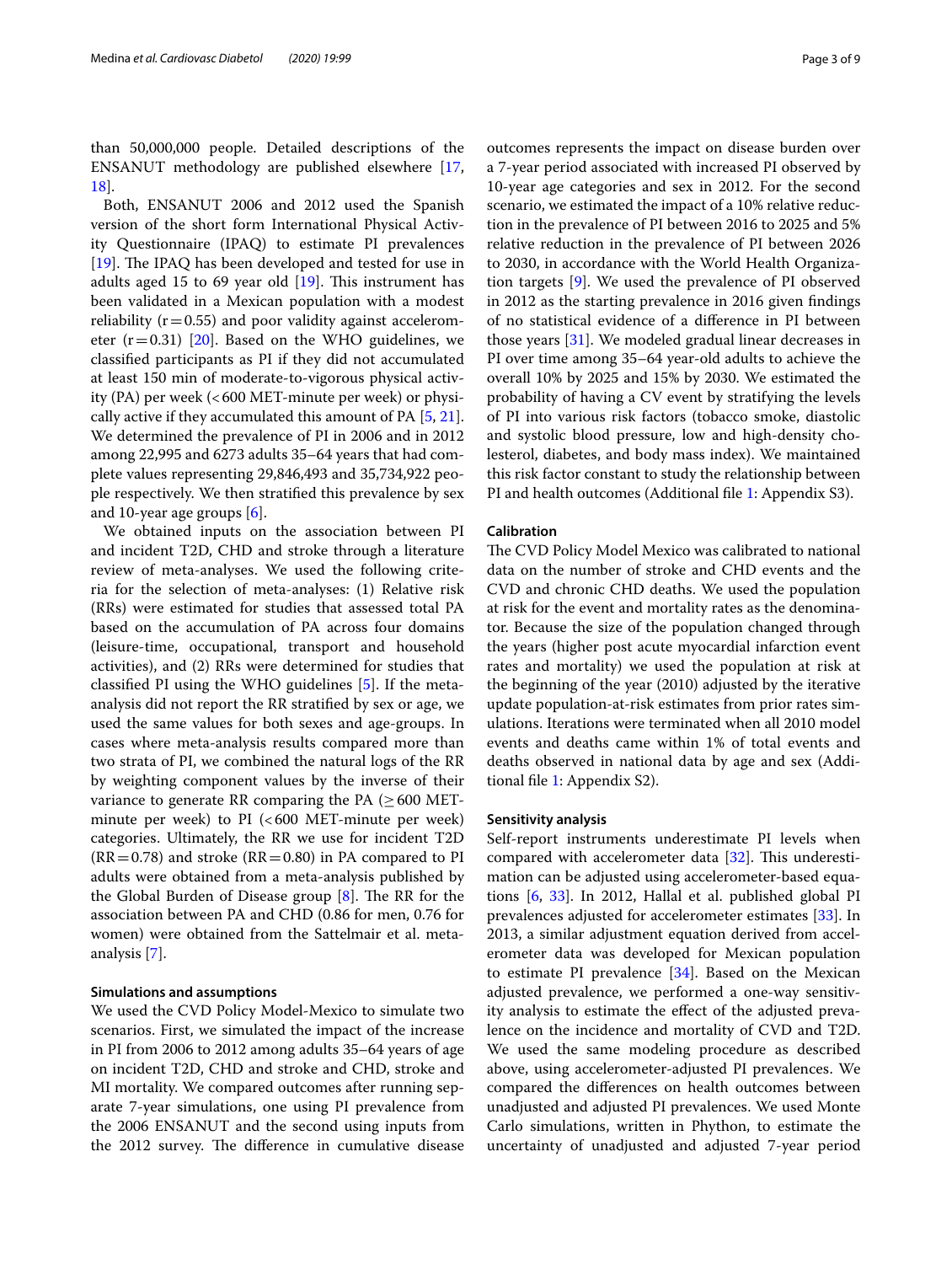than 50,000,000 people. Detailed descriptions of the ENSANUT methodology are published elsewhere [17, 18].

Both, ENSANUT 2006 and 2012 used the Spanish version of the short form International Physical Activity Questionnaire (IPAQ) to estimate PI prevalences [19]. The IPAQ has been developed and tested for use in adults aged 15 to 69 year old [19]. This instrument has been validated in a Mexican population with a modest reliability ($r = 0.55$) and poor validity against accelerometer ($r = 0.31$) [20]. Based on the WHO guidelines, we classified participants as PI if they did not accumulated at least 150 min of moderate-to-vigorous physical activity (PA) per week (< 600 MET-minute per week) or physically active if they accumulated this amount of PA [5, 21]. We determined the prevalence of PI in 2006 and in 2012 among 22,995 and 6273 adults 35–64 years that had complete values representing 29,846,493 and 35,734,922 people respectively. We then stratified this prevalence by sex and 10-year age groups [6].

We obtained inputs on the association between PI and incident T2D, CHD and stroke through a literature review of meta-analyses. We used the following criteria for the selection of meta-analyses: (1) Relative risk (RRs) were estimated for studies that assessed total PA based on the accumulation of PA across four domains (leisure-time, occupational, transport and household activities), and (2) RRs were determined for studies that classified PI using the WHO guidelines [5]. If the meta-analysis did not report the RR stratified by sex or age, we used the same values for both sexes and age-groups. In cases where meta-analysis results compared more than two strata of PI, we combined the natural logs of the RR by weighting component values by the inverse of their variance to generate RR comparing the PA (≥ 600 MET-minute per week) to PI (< 600 MET-minute per week) categories. Ultimately, the RR we use for incident T2D (RR = 0.78) and stroke (RR = 0.80) in PA compared to PI adults were obtained from a meta-analysis published by the Global Burden of Disease group [8]. The RR for the association between PA and CHD (0.86 for men, 0.76 for women) were obtained from the Sattelmair et al. meta-analysis [7].

### Simulations and assumptions

We used the CVD Policy Model-Mexico to simulate two scenarios. First, we simulated the impact of the increase in PI from 2006 to 2012 among adults 35–64 years of age on incident T2D, CHD and stroke and CHD, stroke and MI mortality. We compared outcomes after running separate 7-year simulations, one using PI prevalence from the 2006 ENSANUT and the second using inputs from the 2012 survey. The difference in cumulative disease outcomes represents the impact on disease burden over a 7-year period associated with increased PI observed by 10-year age categories and sex in 2012. For the second scenario, we estimated the impact of a 10% relative reduction in the prevalence of PI between 2016 to 2025 and 5% relative reduction in the prevalence of PI between 2026 to 2030, in accordance with the World Health Organization targets [9]. We used the prevalence of PI observed in 2012 as the starting prevalence in 2016 given findings of no statistical evidence of a difference in PI between those years [31]. We modeled gradual linear decreases in PI over time among 35–64 year-old adults to achieve the overall 10% by 2025 and 15% by 2030. We estimated the probability of having a CV event by stratifying the levels of PI into various risk factors (tobacco smoke, diastolic and systolic blood pressure, low and high-density cholesterol, diabetes, and body mass index). We maintained this risk factor constant to study the relationship between PI and health outcomes (Additional file 1: Appendix S3).

### Calibration

The CVD Policy Model Mexico was calibrated to national data on the number of stroke and CHD events and the CVD and chronic CHD deaths. We used the population at risk for the event and mortality rates as the denominator. Because the size of the population changed through the years (higher post acute myocardial infarction event rates and mortality) we used the population at risk at the beginning of the year (2010) adjusted by the iterative update population-at-risk estimates from prior rates simulations. Iterations were terminated when all 2010 model events and deaths came within 1% of total events and deaths observed in national data by age and sex (Additional file 1: Appendix S2).

### Sensitivity analysis

Self-report instruments underestimate PI levels when compared with accelerometer data [32]. This underestimation can be adjusted using accelerometer-based equations [6, 33]. In 2012, Hallal et al. published global PI prevalences adjusted for accelerometer estimates [33]. In 2013, a similar adjustment equation derived from accelerometer data was developed for Mexican population to estimate PI prevalence [34]. Based on the Mexican adjusted prevalence, we performed a one-way sensitivity analysis to estimate the effect of the adjusted prevalence on the incidence and mortality of CVD and T2D. We used the same modeling procedure as described above, using accelerometer-adjusted PI prevalences. We compared the differences on health outcomes between unadjusted and adjusted PI prevalences. We used Monte Carlo simulations, written in Phython, to estimate the uncertainty of unadjusted and adjusted 7-year period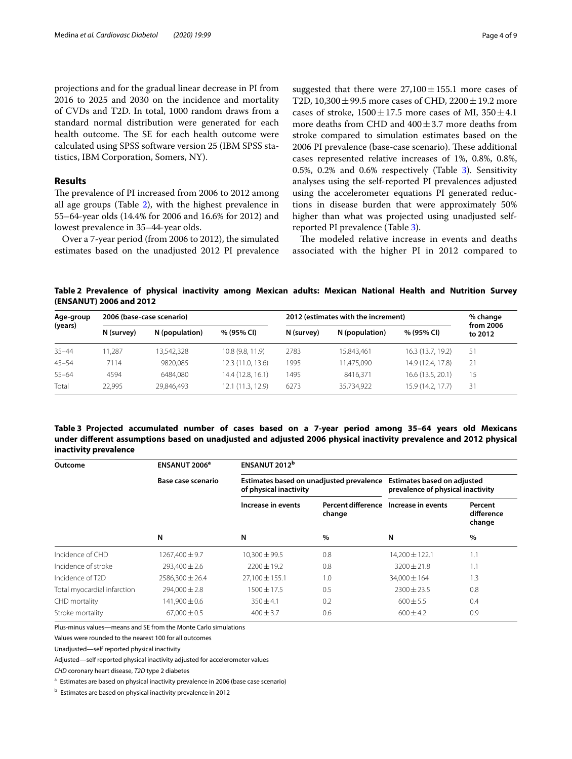projections and for the gradual linear decrease in PI from 2016 to 2025 and 2030 on the incidence and mortality of CVDs and T2D. In total, 1000 random draws from a standard normal distribution were generated for each health outcome. The SE for each health outcome were calculated using SPSS software version 25 (IBM SPSS statistics, IBM Corporation, Somers, NY).

## Results

The prevalence of PI increased from 2006 to 2012 among all age groups (Table 2), with the highest prevalence in 55–64-year olds (14.4% for 2006 and 16.6% for 2012) and lowest prevalence in 35–44-year olds.

Over a 7-year period (from 2006 to 2012), the simulated estimates based on the unadjusted 2012 PI prevalence suggested that there were 27,100 ± 155.1 more cases of T2D, 10,300 ± 99.5 more cases of CHD, 2200 ± 19.2 more cases of stroke, 1500 ± 17.5 more cases of MI, 350 ± 4.1 more deaths from CHD and 400 ± 3.7 more deaths from stroke compared to simulation estimates based on the 2006 PI prevalence (base-case scenario). These additional cases represented relative increases of 1%, 0.8%, 0.8%, 0.5%, 0.2% and 0.6% respectively (Table 3). Sensitivity analyses using the self-reported PI prevalences adjusted using the accelerometer equations PI generated reductions in disease burden that were approximately 50% higher than what was projected using unadjusted self-reported PI prevalence (Table 3).

The modeled relative increase in events and deaths associated with the higher PI in 2012 compared to

**Table 2 Prevalence of physical inactivity among Mexican adults: Mexican National Health and Nutrition Survey (ENSANUT) 2006 and 2012**

| Age-group (years) | 2006 (base-case scenario) | | | 2012 (estimates with the increment) | | | % change from 2006 to 2012 |
|---|---|---|---|---|---|---|---|
| | N (survey) | N (population) | % (95% CI) | N (survey) | N (population) | % (95% CI) | |
| 35–44 | 11,287 | 13,542,328 | 10.8 (9.8, 11.9) | 2783 | 15,843,461 | 16.3 (13.7, 19.2) | 51 |
| 45–54 | 7114 | 9820,085 | 12.3 (11.0, 13.6) | 1995 | 11,475,090 | 14.9 (12.4, 17.8) | 21 |
| 55–64 | 4594 | 6484,080 | 14.4 (12.8, 16.1) | 1495 | 8416,371 | 16.6 (13.5, 20.1) | 15 |
| Total | 22,995 | 29,846,493 | 12.1 (11.3, 12.9) | 6273 | 35,734,922 | 15.9 (14.2, 17.7) | 31 |

**Table 3 Projected accumulated number of cases based on a 7-year period among 35–64 years old Mexicans under different assumptions based on unadjusted and adjusted 2006 physical inactivity prevalence and 2012 physical inactivity prevalence**

| Outcome | ENSANUT 2006[a] | ENSANUT 2012[b] | | | |
|---|---|---|---|---|---|
| | Base case scenario | Estimates based on unadjusted prevalence of physical inactivity | | Estimates based on adjusted prevalence of physical inactivity | |
| | | Increase in events | Percent difference change | Increase in events | Percent difference change |
| | N | N | % | N | % |
| Incidence of CHD | 1267,400 ± 9.7 | 10,300 ± 99.5 | 0.8 | 14,200 ± 122.1 | 1.1 |
| Incidence of stroke | 293,400 ± 2.6 | 2200 ± 19.2 | 0.8 | 3200 ± 21.8 | 1.1 |
| Incidence of T2D | 2586,300 ± 26.4 | 27,100 ± 155.1 | 1.0 | 34,000 ± 164 | 1.3 |
| Total myocardial infarction | 294,000 ± 2.8 | 1500 ± 17.5 | 0.5 | 2300 ± 23.5 | 0.8 |
| CHD mortality | 141,900 ± 0.6 | 350 ± 4.1 | 0.2 | 600 ± 5.5 | 0.4 |
| Stroke mortality | 67,000 ± 0.5 | 400 ± 3.7 | 0.6 | 600 ± 4.2 | 0.9 |

Plus-minus values—means and SE from the Monte Carlo simulations

Values were rounded to the nearest 100 for all outcomes

Unadjusted—self reported physical inactivity

Adjusted—self reported physical inactivity adjusted for accelerometer values

*CHD* coronary heart disease, *T2D* type 2 diabetes

[a] Estimates are based on physical inactivity prevalence in 2006 (base case scenario)

[b] Estimates are based on physical inactivity prevalence in 2012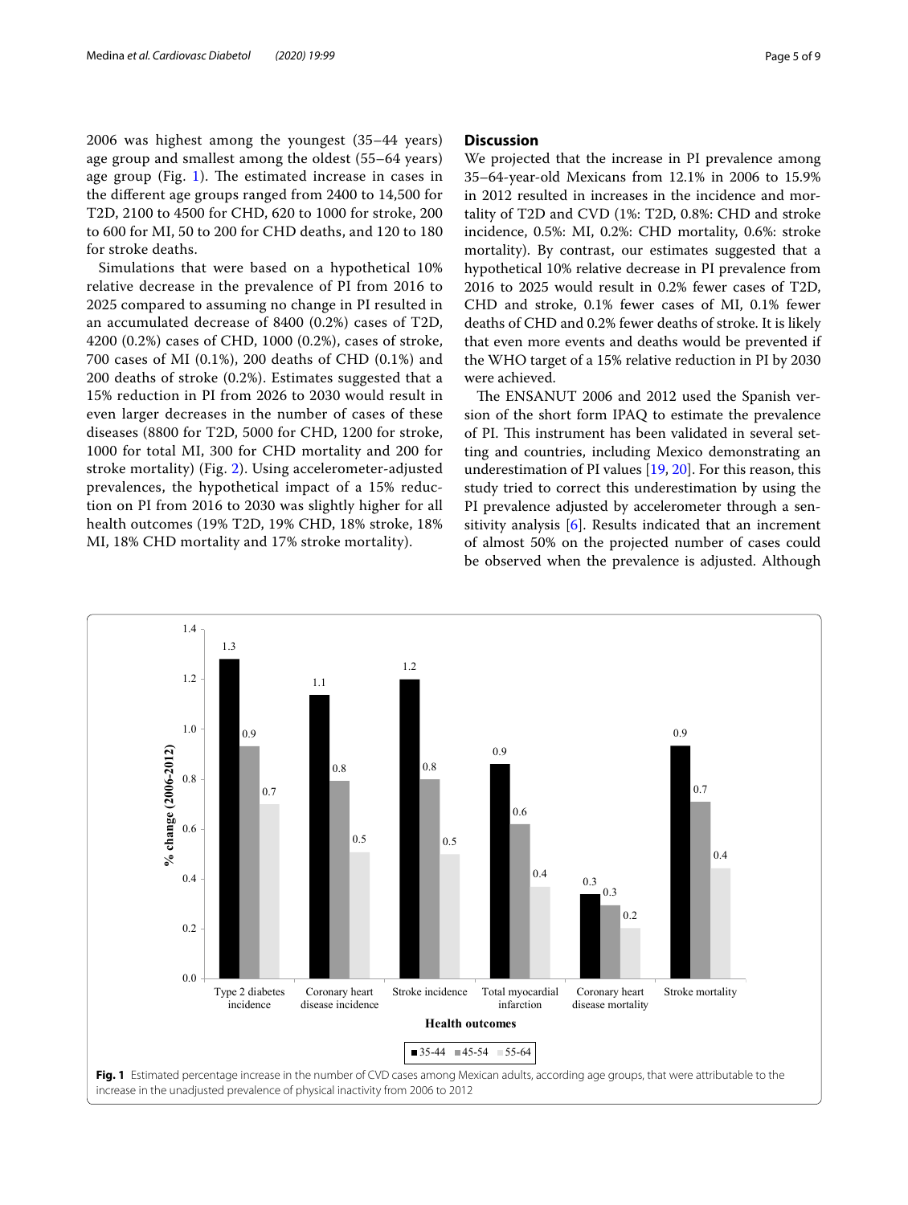2006 was highest among the youngest (35–44 years) age group and smallest among the oldest (55–64 years) age group (Fig. 1). The estimated increase in cases in the different age groups ranged from 2400 to 14,500 for T2D, 2100 to 4500 for CHD, 620 to 1000 for stroke, 200 to 600 for MI, 50 to 200 for CHD deaths, and 120 to 180 for stroke deaths.

Simulations that were based on a hypothetical 10% relative decrease in the prevalence of PI from 2016 to 2025 compared to assuming no change in PI resulted in an accumulated decrease of 8400 (0.2%) cases of T2D, 4200 (0.2%) cases of CHD, 1000 (0.2%), cases of stroke, 700 cases of MI (0.1%), 200 deaths of CHD (0.1%) and 200 deaths of stroke (0.2%). Estimates suggested that a 15% reduction in PI from 2026 to 2030 would result in even larger decreases in the number of cases of these diseases (8800 for T2D, 5000 for CHD, 1200 for stroke, 1000 for total MI, 300 for CHD mortality and 200 for stroke mortality) (Fig. 2). Using accelerometer-adjusted prevalences, the hypothetical impact of a 15% reduction on PI from 2016 to 2030 was slightly higher for all health outcomes (19% T2D, 19% CHD, 18% stroke, 18% MI, 18% CHD mortality and 17% stroke mortality).

## Discussion

We projected that the increase in PI prevalence among 35–64-year-old Mexicans from 12.1% in 2006 to 15.9% in 2012 resulted in increases in the incidence and mortality of T2D and CVD (1%: T2D, 0.8%: CHD and stroke incidence, 0.5%: MI, 0.2%: CHD mortality, 0.6%: stroke mortality). By contrast, our estimates suggested that a hypothetical 10% relative decrease in PI prevalence from 2016 to 2025 would result in 0.2% fewer cases of T2D, CHD and stroke, 0.1% fewer cases of MI, 0.1% fewer deaths of CHD and 0.2% fewer deaths of stroke. It is likely that even more events and deaths would be prevented if the WHO target of a 15% relative reduction in PI by 2030 were achieved.

The ENSANUT 2006 and 2012 used the Spanish version of the short form IPAQ to estimate the prevalence of PI. This instrument has been validated in several setting and countries, including Mexico demonstrating an underestimation of PI values [19, 20]. For this reason, this study tried to correct this underestimation by using the PI prevalence adjusted by accelerometer through a sensitivity analysis [6]. Results indicated that an increment of almost 50% on the projected number of cases could be observed when the prevalence is adjusted. Although

| Health outcomes | 35-44 | 45-54 | 55-64 |
|---|---|---|---|
| Type 2 diabetes incidence | 1.3 | 0.9 | 0.7 |
| Coronary heart disease incidence | 1.1 | 0.8 | 0.5 |
| Stroke incidence | 1.2 | 0.8 | 0.5 |
| Total myocardial infarction | 0.9 | 0.6 | 0.4 |
| Coronary heart disease mortality | 0.3 | 0.3 | 0.2 |
| Stroke mortality | 0.9 | 0.7 | 0.4 |

**Fig. 1** Estimated percentage increase in the number of CVD cases among Mexican adults, according age groups, that were attributable to the increase in the unadjusted prevalence of physical inactivity from 2006 to 2012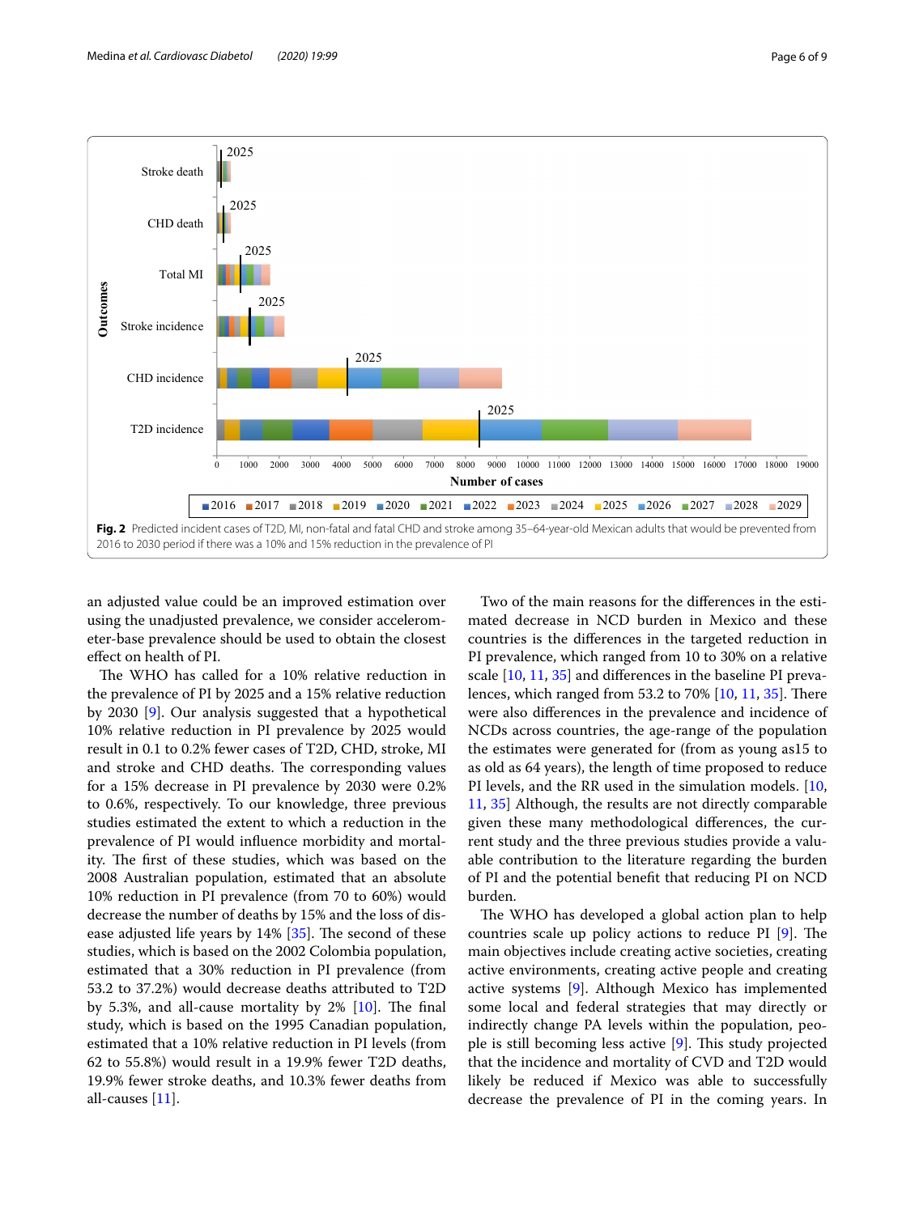**Fig. 2** Predicted incident cases of T2D, MI, non-fatal and fatal CHD and stroke among 35–64-year-old Mexican adults that would be prevented from 2016 to 2030 period if there was a 10% and 15% reduction in the prevalence of PI

an adjusted value could be an improved estimation over using the unadjusted prevalence, we consider accelerometer-base prevalence should be used to obtain the closest effect on health of PI.

The WHO has called for a 10% relative reduction in the prevalence of PI by 2025 and a 15% relative reduction by 2030 [9]. Our analysis suggested that a hypothetical 10% relative reduction in PI prevalence by 2025 would result in 0.1 to 0.2% fewer cases of T2D, CHD, stroke, MI and stroke and CHD deaths. The corresponding values for a 15% decrease in PI prevalence by 2030 were 0.2% to 0.6%, respectively. To our knowledge, three previous studies estimated the extent to which a reduction in the prevalence of PI would influence morbidity and mortality. The first of these studies, which was based on the 2008 Australian population, estimated that an absolute 10% reduction in PI prevalence (from 70 to 60%) would decrease the number of deaths by 15% and the loss of disease adjusted life years by 14% [35]. The second of these studies, which is based on the 2002 Colombia population, estimated that a 30% reduction in PI prevalence (from 53.2 to 37.2%) would decrease deaths attributed to T2D by 5.3%, and all-cause mortality by 2% [10]. The final study, which is based on the 1995 Canadian population, estimated that a 10% relative reduction in PI levels (from 62 to 55.8%) would result in a 19.9% fewer T2D deaths, 19.9% fewer stroke deaths, and 10.3% fewer deaths from all-causes [11].

Two of the main reasons for the differences in the estimated decrease in NCD burden in Mexico and these countries is the differences in the targeted reduction in PI prevalence, which ranged from 10 to 30% on a relative scale [10, 11, 35] and differences in the baseline PI prevalences, which ranged from 53.2 to 70% [10, 11, 35]. There were also differences in the prevalence and incidence of NCDs across countries, the age-range of the population the estimates were generated for (from as young as15 to as old as 64 years), the length of time proposed to reduce PI levels, and the RR used in the simulation models. [10, 11, 35] Although, the results are not directly comparable given these many methodological differences, the current study and the three previous studies provide a valuable contribution to the literature regarding the burden of PI and the potential benefit that reducing PI on NCD burden.

The WHO has developed a global action plan to help countries scale up policy actions to reduce PI [9]. The main objectives include creating active societies, creating active environments, creating active people and creating active systems [9]. Although Mexico has implemented some local and federal strategies that may directly or indirectly change PA levels within the population, people is still becoming less active [9]. This study projected that the incidence and mortality of CVD and T2D would likely be reduced if Mexico was able to successfully decrease the prevalence of PI in the coming years. In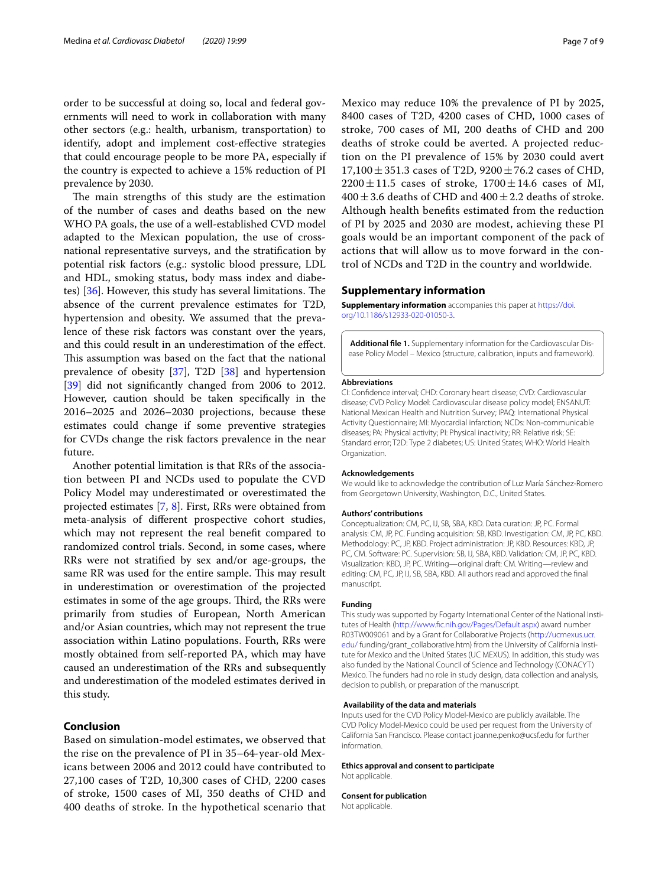order to be successful at doing so, local and federal governments will need to work in collaboration with many other sectors (e.g.: health, urbanism, transportation) to identify, adopt and implement cost-effective strategies that could encourage people to be more PA, especially if the country is expected to achieve a 15% reduction of PI prevalence by 2030.

The main strengths of this study are the estimation of the number of cases and deaths based on the new WHO PA goals, the use of a well-established CVD model adapted to the Mexican population, the use of cross-national representative surveys, and the stratification by potential risk factors (e.g.: systolic blood pressure, LDL and HDL, smoking status, body mass index and diabetes) [36]. However, this study has several limitations. The absence of the current prevalence estimates for T2D, hypertension and obesity. We assumed that the prevalence of these risk factors was constant over the years, and this could result in an underestimation of the effect. This assumption was based on the fact that the national prevalence of obesity [37], T2D [38] and hypertension [39] did not significantly changed from 2006 to 2012. However, caution should be taken specifically in the 2016–2025 and 2026–2030 projections, because these estimates could change if some preventive strategies for CVDs change the risk factors prevalence in the near future.

Another potential limitation is that RRs of the association between PI and NCDs used to populate the CVD Policy Model may underestimated or overestimated the projected estimates [7, 8]. First, RRs were obtained from meta-analysis of different prospective cohort studies, which may not represent the real benefit compared to randomized control trials. Second, in some cases, where RRs were not stratified by sex and/or age-groups, the same RR was used for the entire sample. This may result in underestimation or overestimation of the projected estimates in some of the age groups. Third, the RRs were primarily from studies of European, North American and/or Asian countries, which may not represent the true association within Latino populations. Fourth, RRs were mostly obtained from self-reported PA, which may have caused an underestimation of the RRs and subsequently and underestimation of the modeled estimates derived in this study.

## Conclusion

Based on simulation-model estimates, we observed that the rise on the prevalence of PI in 35–64-year-old Mexicans between 2006 and 2012 could have contributed to 27,100 cases of T2D, 10,300 cases of CHD, 2200 cases of stroke, 1500 cases of MI, 350 deaths of CHD and 400 deaths of stroke. In the hypothetical scenario that Mexico may reduce 10% the prevalence of PI by 2025, 8400 cases of T2D, 4200 cases of CHD, 1000 cases of stroke, 700 cases of MI, 200 deaths of CHD and 200 deaths of stroke could be averted. A projected reduction on the PI prevalence of 15% by 2030 could avert $17{,}100 \pm 351.3$ cases of T2D, $9200 \pm 76.2$ cases of CHD, $2200 \pm 11.5$ cases of stroke, $1700 \pm 14.6$ cases of MI, $400 \pm 3.6$ deaths of CHD and $400 \pm 2.2$ deaths of stroke. Although health benefits estimated from the reduction of PI by 2025 and 2030 are modest, achieving these PI goals would be an important component of the pack of actions that will allow us to move forward in the control of NCDs and T2D in the country and worldwide.

## Supplementary information

**Supplementary information** accompanies this paper at https://doi.org/10.1186/s12933-020-01050-3.

**Additional file 1.** Supplementary information for the Cardiovascular Disease Policy Model – Mexico (structure, calibration, inputs and framework).

#### Abbreviations

CI: Confidence interval; CHD: Coronary heart disease; CVD: Cardiovascular disease; CVD Policy Model: Cardiovascular disease policy model; ENSANUT: National Mexican Health and Nutrition Survey; IPAQ: International Physical Activity Questionnaire; MI: Myocardial infarction; NCDs: Non-communicable diseases; PA: Physical activity; PI: Physical inactivity; RR: Relative risk; SE: Standard error; T2D: Type 2 diabetes; US: United States; WHO: World Health Organization.

#### Acknowledgements

We would like to acknowledge the contribution of Luz María Sánchez-Romero from Georgetown University, Washington, D.C., United States.

#### Authors' contributions

Conceptualization: CM, PC, IJ, SB, SBA, KBD. Data curation: JP, PC. Formal analysis: SB, KBD. Funding acquisition: SB, KBD. Investigation: CM, JP, PC, KBD. Methodology: PC, JP, KBD. Project administration: JP, KBD. Resources: KBD, JP, PC, CM. Software: PC. Supervision: SB, IJ, SBA, KBD. Validation: CM, JP, PC, KBD. Visualization: KBD, JP, PC. Writing—original draft: CM. Writing—review and editing: CM, PC, JP, IJ, SB, SBA, KBD. All authors read and approved the final manuscript.

#### Funding

This study was supported by Fogarty International Center of the National Institutes of Health (http://www.fic.nih.gov/Pages/Default.aspx) award number R03TW009061 and by a Grant for Collaborative Projects (http://ucmexus.ucr.edu/ funding/grant_collaborative.htm) from the University of California Institute for Mexico and the United States (UC MEXUS). In addition, this study was also funded by the National Council of Science and Technology (CONACYT) Mexico. The funders had no role in study design, data collection and analysis, decision to publish, or preparation of the manuscript.

#### Availability of the data and materials

Inputs used for the CVD Policy Model-Mexico are publicly available. The CVD Policy Model-Mexico could be used per request from the University of California San Francisco. Please contact joanne.penko@ucsf.edu for further information.

#### Ethics approval and consent to participate

Not applicable.

#### Consent for publication

Not applicable.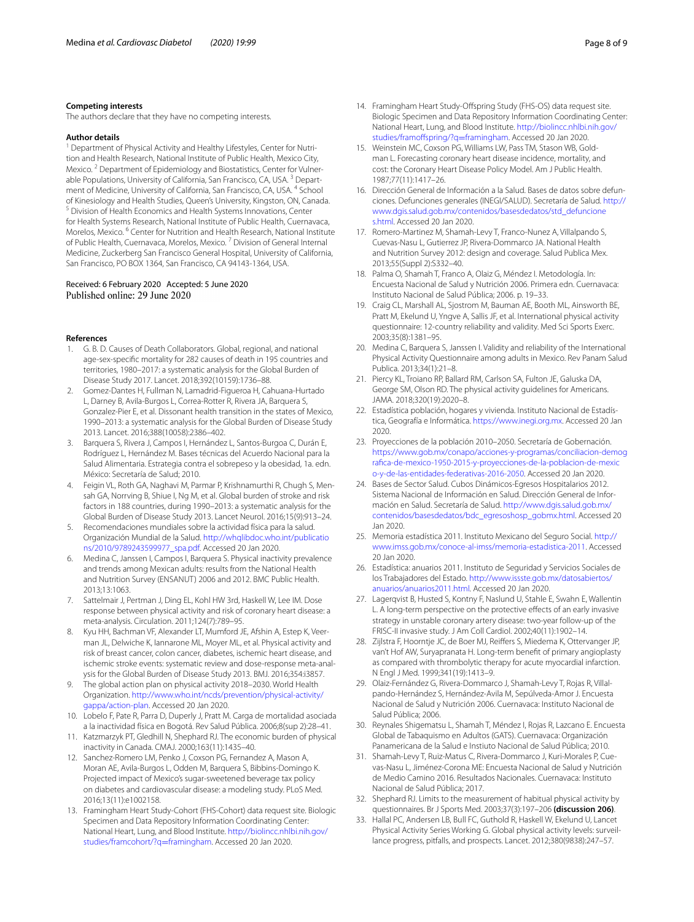### Competing interests

The authors declare that they have no competing interests.

### Author details

[1] Department of Physical Activity and Healthy Lifestyles, Center for Nutrition and Health Research, National Institute of Public Health, Mexico City, Mexico. [2] Department of Epidemiology and Biostatistics, Center for Vulnerable Populations, University of California, San Francisco, CA, USA. [3] Department of Medicine, University of California, San Francisco, CA, USA. [4] School of Kinesiology and Health Studies, Queen's University, Kingston, ON, Canada. [5] Division of Health Economics and Health Systems Innovations, Center for Health Systems Research, National Institute of Public Health, Cuernavaca, Morelos, Mexico. [6] Center for Nutrition and Health Research, National Institute of Public Health, Cuernavaca, Morelos, Mexico. [7] Division of General Internal Medicine, Zuckerberg San Francisco General Hospital, University of California, San Francisco, PO BOX 1364, San Francisco, CA 94143-1364, USA.

Received: 6 February 2020 Accepted: 5 June 2020
Published online: 29 June 2020

### References

1. G. B. D. Causes of Death Collaborators. Global, regional, and national age-sex-specific mortality for 282 causes of death in 195 countries and territories, 1980–2017: a systematic analysis for the Global Burden of Disease Study 2017. Lancet. 2018;392(10159):1736–88.
2. Gomez-Dantes H, Fullman N, Lamadrid-Figueroa H, Cahuana-Hurtado L, Darney B, Avila-Burgos L, Correa-Rotter R, Rivera JA, Barquera S, Gonzalez-Pier E, et al. Dissonant health transition in the states of Mexico, 1990–2013: a systematic analysis for the Global Burden of Disease Study 2013. Lancet. 2016;388(10058):2386–402.
3. Barquera S, Rivera J, Campos I, Hernández L, Santos-Burgoa C, Durán E, Rodríguez L, Hernández M. Bases técnicas del Acuerdo Nacional para la Salud Alimentaria. Estrategia contra el sobrepeso y la obesidad, 1a. edn. México: Secretaría de Salud; 2010.
4. Feigin VL, Roth GA, Naghavi M, Parmar P, Krishnamurthi R, Chugh S, Mensah GA, Norrving B, Shiue I, Ng M, et al. Global burden of stroke and risk factors in 188 countries, during 1990–2013: a systematic analysis for the Global Burden of Disease Study 2013. Lancet Neurol. 2016;15(9):913–24.
5. Recomendaciones mundiales sobre la actividad física para la salud. Organización Mundial de la Salud. http://whqlibdoc.who.int/publications/2010/9789243599977_spa.pdf. Accessed 20 Jan 2020.
6. Medina C, Janssen I, Campos I, Barquera S. Physical inactivity prevalence and trends among Mexican adults: results from the National Health and Nutrition Survey (ENSANUT) 2006 and 2012. BMC Public Health. 2013;13:1063.
7. Sattelmair J, Pertman J, Ding EL, Kohl HW 3rd, Haskell W, Lee IM. Dose response between physical activity and risk of coronary heart disease: a meta-analysis. Circulation. 2011;124(7):789–95.
8. Kyu HH, Bachman VF, Alexander LT, Mumford JE, Afshin A, Estep K, Veerman JL, Delwiche K, Iannarone ML, Moyer ML, et al. Physical activity and risk of breast cancer, colon cancer, diabetes, ischemic heart disease, and ischemic stroke events: systematic review and dose-response meta-analysis for the Global Burden of Disease Study 2013. BMJ. 2016;354:i3857.
9. The global action plan on physical activity 2018–2030. World Health Organization. http://www.who.int/ncds/prevention/physical-activity/gappa/action-plan. Accessed 20 Jan 2020.
10. Lobelo F, Pate R, Parra D, Duperly J, Pratt M. Carga de mortalidad asociada a la inactividad física en Bogotá. Rev Salud Pública. 2006;8(sup 2):28–41.
11. Katzmarzyk PT, Gledhill N, Shephard RJ. The economic burden of physical inactivity in Canada. CMAJ. 2000;163(11):1435–40.
12. Sanchez-Romero LM, Penko J, Coxson PG, Fernandez A, Mason A, Moran AE, Avila-Burgos L, Odden M, Barquera S, Bibbins-Domingo K. Projected impact of Mexico's sugar-sweetened beverage tax policy on diabetes and cardiovascular disease: a modeling study. PLoS Med. 2016;13(11):e1002158.
13. Framingham Heart Study-Cohort (FHS-Cohort) data request site. Biologic Specimen and Data Repository Information Coordinating Center: National Heart, Lung, and Blood Institute. http://biolincc.nhlbi.nih.gov/studies/framcohort/?q=framingham. Accessed 20 Jan 2020.
14. Framingham Heart Study-Offspring Study (FHS-OS) data request site. Biologic Specimen and Data Repository Information Coordinating Center: National Heart, Lung, and Blood Institute. http://biolincc.nhlbi.nih.gov/studies/framoffspring/?q=framingham. Accessed 20 Jan 2020.
15. Weinstein MC, Coxson PG, Williams LW, Pass TM, Stason WB, Goldman L. Forecasting coronary heart disease incidence, mortality, and cost: the Coronary Heart Disease Policy Model. Am J Public Health. 1987;77(11):1417–26.
16. Dirección General de Información a la Salud. Bases de datos sobre defunciones. Defunciones generales (INEGI/SALUD). Secretaría de Salud. http://www.dgis.salud.gob.mx/contenidos/basesdedatos/std_defunciones.html. Accessed 20 Jan 2020.
17. Romero-Martinez M, Shamah-Levy T, Franco-Nunez A, Villalpando S, Cuevas-Nasu L, Gutierrez JP, Rivera-Dommarco JA. National Health and Nutrition Survey 2012: design and coverage. Salud Publica Mex. 2013;55(Suppl 2):S332–40.
18. Palma O, Shamah T, Franco A, Olaiz G, Méndez I. Metodología. In: Encuesta Nacional de Salud y Nutrición 2006. Primera edn. Cuernavaca: Instituto Nacional de Salud Pública; 2006. p. 19–33.
19. Craig CL, Marshall AL, Sjostrom M, Bauman AE, Booth ML, Ainsworth BE, Pratt M, Ekelund U, Yngve A, Sallis JF, et al. International physical activity questionnaire: 12-country reliability and validity. Med Sci Sports Exerc. 2003;35(8):1381–95.
20. Medina C, Barquera S, Janssen I. Validity and reliability of the International Physical Activity Questionnaire among adults in Mexico. Rev Panam Salud Publica. 2013;34(1):21–8.
21. Piercy KL, Troiano RP, Ballard RM, Carlson SA, Fulton JE, Galuska DA, George SM, Olson RD. The physical activity guidelines for Americans. JAMA. 2018;320(19):2020–8.
22. Estadística población, hogares y vivienda. Instituto Nacional de Estadística, Geografía e Informática. https://www.inegi.org.mx. Accessed 20 Jan 2020.
23. Proyecciones de la población 2010–2050. Secretaría de Gobernación. https://www.gob.mx/conapo/acciones-y-programas/conciliacion-demografica-de-mexico-1950-2015-y-proyecciones-de-la-poblacion-de-mexico-y-de-las-entidades-federativas-2016-2050. Accessed 20 Jan 2020.
24. Bases de Sector Salud. Cubos Dinámicos-Egresos Hospitalarios 2012. Sistema Nacional de Información en Salud. Dirección General de Información en Salud. Secretaría de Salud. http://www.dgis.salud.gob.mx/contenidos/basesdedatos/bdc_egresoshosp_gobmx.html. Accessed 20 Jan 2020.
25. Memoria estadística 2011. Instituto Mexicano del Seguro Social. http://www.imss.gob.mx/conoce-al-imss/memoria-estadistica-2011. Accessed 20 Jan 2020.
26. Estadística: anuarios 2011. Instituto de Seguridad y Servicios Sociales de los Trabajadores del Estado. http://www.issste.gob.mx/datosabiertos/anuarios/anuarios2011.html. Accessed 20 Jan 2020.
27. Lagerqvist B, Husted S, Kontny F, Naslund U, Stahle E, Swahn E, Wallentin L. A long-term perspective on the protective effects of an early invasive strategy in unstable coronary artery disease: two-year follow-up of the FRISC-II invasive study. J Am Coll Cardiol. 2002;40(11):1902–14.
28. Zijlstra F, Hoorntje JC, de Boer MJ, Reiffers S, Miedema K, Ottervanger JP, van't Hof AW, Suryapranata H. Long-term benefit of primary angioplasty as compared with thrombolytic therapy for acute myocardial infarction. N Engl J Med. 1999;341(19):1413–9.
29. Olaiz-Fernández G, Rivera-Dommarco J, Shamah-Levy T, Rojas R, Villalpando-Hernández S, Hernández-Avila M, Sepúlveda-Amor J. Encuesta Nacional de Salud y Nutrición 2006. Cuernavaca: Instituto Nacional de Salud Pública; 2006.
30. Reynales Shigematsu L, Shamah T, Méndez I, Rojas R, Lazcano E. Encuesta Global de Tabaquismo en Adultos (GATS). Cuernavaca: Organización Panamericana de la Salud e Instiuto Nacional de Salud Pública; 2010.
31. Shamah-Levy T, Ruiz-Matus C, Rivera-Dommarco J, Kuri-Morales P, Cuevas-Nasu L, Jiménez-Corona ME: Encuesta Nacional de Salud y Nutrición de Medio Camino 2016. Resultados Nacionales. Cuernavaca: Instituto Nacional de Salud Pública; 2017.
32. Shephard RJ. Limits to the measurement of habitual physical activity by questionnaires. Br J Sports Med. 2003;37(3):197–206 **(discussion 206)**.
33. Hallal PC, Andersen LB, Bull FC, Guthold R, Haskell W, Ekelund U, Lancet Physical Activity Series Working G. Global physical activity levels: surveillance progress, pitfalls, and prospects. Lancet. 2012;380(9838):247–57.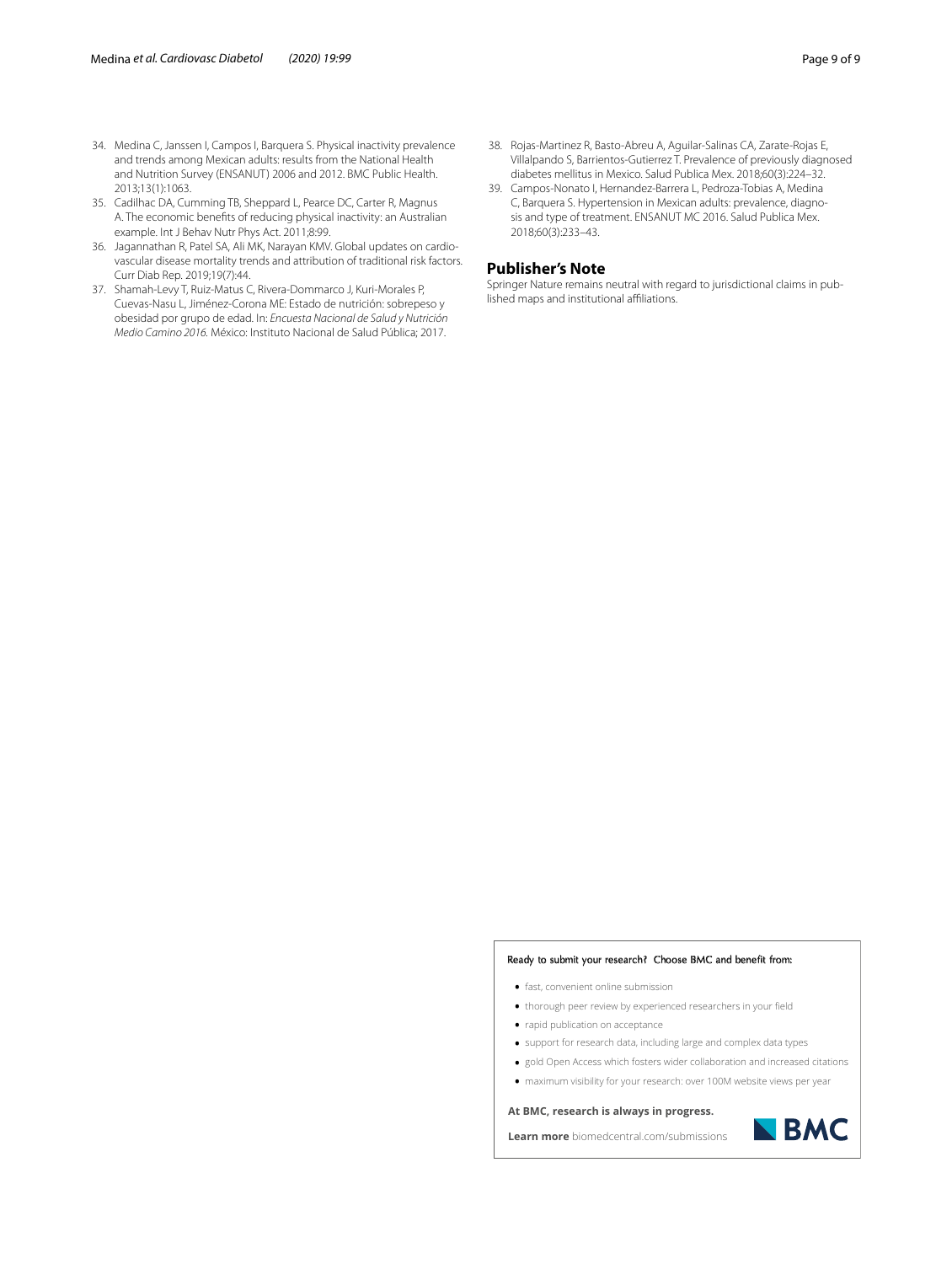34. Medina C, Janssen I, Campos I, Barquera S. Physical inactivity prevalence and trends among Mexican adults: results from the National Health and Nutrition Survey (ENSANUT) 2006 and 2012. BMC Public Health. 2013;13(1):1063.
35. Cadilhac DA, Cumming TB, Sheppard L, Pearce DC, Carter R, Magnus A. The economic benefits of reducing physical inactivity: an Australian example. Int J Behav Nutr Phys Act. 2011;8:99.
36. Jagannathan R, Patel SA, Ali MK, Narayan KMV. Global updates on cardiovascular disease mortality trends and attribution of traditional risk factors. Curr Diab Rep. 2019;19(7):44.
37. Shamah-Levy T, Ruiz-Matus C, Rivera-Dommarco J, Kuri-Morales P, Cuevas-Nasu L, Jiménez-Corona ME: Estado de nutrición: sobrepeso y obesidad por grupo de edad. In: *Encuesta Nacional de Salud y Nutrición Medio Camino 2016.* México: Instituto Nacional de Salud Pública; 2017.
38. Rojas-Martinez R, Basto-Abreu A, Aguilar-Salinas CA, Zarate-Rojas E, Villalpando S, Barrientos-Gutierrez T. Prevalence of previously diagnosed diabetes mellitus in Mexico. Salud Publica Mex. 2018;60(3):224–32.
39. Campos-Nonato I, Hernandez-Barrera L, Pedroza-Tobias A, Medina C, Barquera S. Hypertension in Mexican adults: prevalence, diagnosis and type of treatment. ENSANUT MC 2016. Salud Publica Mex. 2018;60(3):233–43.

## Publisher's Note

Springer Nature remains neutral with regard to jurisdictional claims in published maps and institutional affiliations.

Ready to submit your research? Choose BMC and benefit from:

- fast, convenient online submission
- thorough peer review by experienced researchers in your field
- rapid publication on acceptance
- support for research data, including large and complex data types
- gold Open Access which fosters wider collaboration and increased citations
- maximum visibility for your research: over 100M website views per year

**At BMC, research is always in progress.**

**Learn more** biomedcentral.com/submissions

BMC